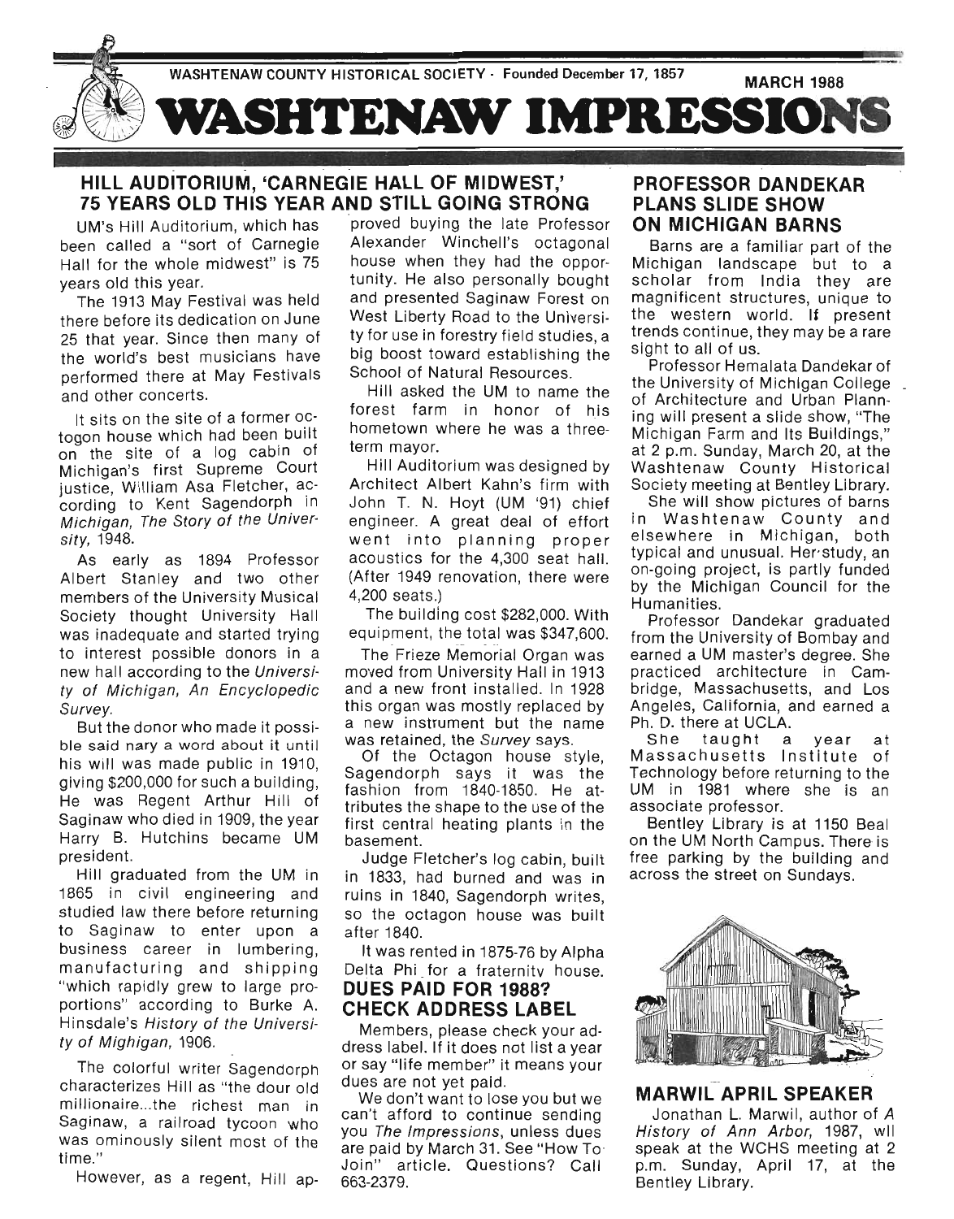WASHTENAW COUNTY HISTORICAL SOCIETY - Founded December 17, 1857

MARCH 1988

# WASHTENAW IMPRESSIONS

## HILL AUDITORIUM, 'CARNEGIE HALL OF MIDWEST,' 75 YEARS OLD THIS YEAR AND STILL GOING STRONG

UM's Hill Auditorium, which has been called a "sort of Carnegie Hall for the whole midwest" is 75 years old this year.

The 1913 May Festival was held there before its dedication on June 25 that year. Since then many of the world's best musicians have performed there at May Festivals and other concerts.

It sits on the site of a former octogon house which had been built on the site of a log cabin of Michigan's first Supreme Court justice, William Asa Fletcher, according to Kent Sagendorph in *Michigan, The Story of the University*, 1948.

As early as 1894 Professor Albert Stanley and two other members of the University Musical Society thought University Hall was inadequate and started trying to interest possible donors in a new hall according to the *University of Michigan, An Encyclopedic Survey*.

But the donor who made it possible said nary a word about it until his will was made public in 1910, giving $200,000 for such a building. He was Regent Arthur Hill of Saginaw who died in 1909, the year Harry B. Hutchins became UM president.

Hill graduated from the UM in 1865 in civil engineering and studied law there before returning to Saginaw to enter upon a business career in lumbering, manufacturing and shipping "which rapidly grew to large proportions" according to Burke A. Hinsdale's *History of the University of Mighigan*, 1906.

The colorful writer Sagendorph characterizes Hill as "the dour old millionaire...the richest man in Saginaw, a railroad tycoon who was ominously silent most of the time."

However, as a regent, Hill approved buying the late Professor Alexander Winchell's octagonal house when they had the opportunity. He also personally bought and presented Saginaw Forest on West Liberty Road to the University for use in forestry field studies, a big boost toward establishing the School of Natural Resources.

Hill asked the UM to name the forest farm in honor of his hometown where he was a three-term mayor.

Hill Auditorium was designed by Architect Albert Kahn's firm with John T. N. Hoyt (UM '91) chief engineer. A great deal of effort went into planning proper acoustics for the 4,300 seat hall. (After 1949 renovation, there were 4,200 seats.)

The building cost $282,000. With equipment, the total was $347,600.

The Frieze Memorial Organ was moved from University Hall in 1913 and a new front installed. In 1928 this organ was mostly replaced by a new instrument but the name was retained, the *Survey* says.

Of the Octagon house style, Sagendorph says it was the fashion from 1840-1850. He attributes the shape to the use of the first central heating plants in the basement.

Judge Fletcher's log cabin, built in 1833, had burned and was in ruins in 1840, Sagendorph writes, so the octagon house was built after 1840.

It was rented in 1875-76 by Alpha Delta Phi for a fraternity house.

## DUES PAID FOR 1988? CHECK ADDRESS LABEL

Members, please check your address label. If it does not list a year or say "life member" it means your dues are not yet paid.

We don't want to lose you but we can't afford to continue sending you *The Impressions*, unless dues are paid by March 31. See "How To Join" article. Questions? Call 663-2379.

## PROFESSOR DANDEKAR PLANS SLIDE SHOW ON MICHIGAN BARNS

Barns are a familiar part of the Michigan landscape but to a scholar from India they are magnificent structures, unique to the western world. If present trends continue, they may be a rare sight to all of us.

Professor Hemalata Dandekar of the University of Michigan College of Architecture and Urban Planning will present a slide show, "The Michigan Farm and Its Buildings," at 2 p.m. Sunday, March 20, at the Washtenaw County Historical Society meeting at Bentley Library.

She will show pictures of barns in Washtenaw County and elsewhere in Michigan, both typical and unusual. Her study, an on-going project, is partly funded by the Michigan Council for the Humanities.

Professor Dandekar graduated from the University of Bombay and earned a UM master's degree. She practiced architecture in Cambridge, Massachusetts, and Los Angeles, California, and earned a Ph. D. there at UCLA.

She taught a year at Massachusetts Institute of Technology before returning to the UM in 1981 where she is an associate professor.

Bentley Library is at 1150 Beal on the UM North Campus. There is free parking by the building and across the street on Sundays.

## MARWIL APRIL SPEAKER

Jonathan L. Marwil, author of *A History of Ann Arbor*, 1987, wil speak at the WCHS meeting at 2 p.m. Sunday, April 17, at the Bentley Library.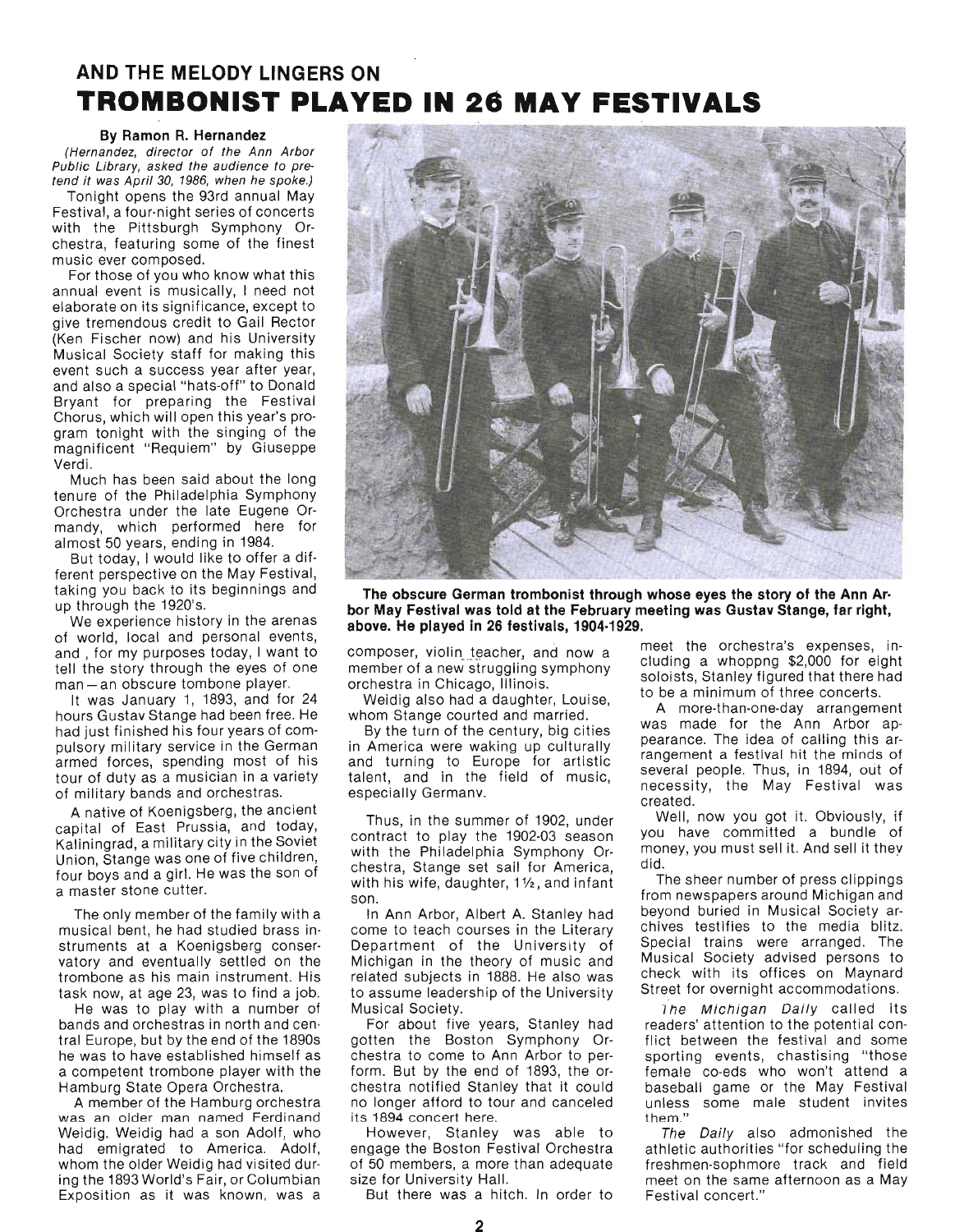## AND THE MELODY LINGERS ON

# TROMBONIST PLAYED IN 26 MAY FESTIVALS

**By Ramon R. Hernandez**

*(Hernandez, director of the Ann Arbor Public Library, asked the audience to pretend it was April 30, 1986, when he spoke.)*

Tonight opens the 93rd annual May Festival, a four-night series of concerts with the Pittsburgh Symphony Orchestra, featuring some of the finest music ever composed.

For those of you who know what this annual event is musically, I need not elaborate on its significance, except to give tremendous credit to Gail Rector (Ken Fischer now) and his University Musical Society staff for making this event such a success year after year, and also a special "hats-off" to Donald Bryant for preparing the Festival Chorus, which will open this year's program tonight with the singing of the magnificent "Requiem" by Giuseppe Verdi.

Much has been said about the long tenure of the Philadelphia Symphony Orchestra under the late Eugene Ormandy, which performed here for almost 50 years, ending in 1984.

But today, I would like to offer a different perspective on the May Festival, taking you back to its beginnings and up through the 1920's.

We experience history in the arenas of world, local and personal events, and , for my purposes today, I want to tell the story through the eyes of one man — an obscure tombone player.

It was January 1, 1893, and for 24 hours Gustav Stange had been free. He had just finished his four years of compulsory military service in the German armed forces, spending most of his tour of duty as a musician in a variety of military bands and orchestras.

A native of Koenigsberg, the ancient capital of East Prussia, and today, Kaliningrad, a military city in the Soviet Union, Stange was one of five children, four boys and a girl. He was the son of a master stone cutter.

The only member of the family with a musical bent, he had studied brass instruments at a Koenigsberg conservatory and eventually settled on the trombone as his main instrument. His task now, at age 23, was to find a job.

He was to play with a number of bands and orchestras in north and central Europe, but by the end of the 1890s he was to have established himself as a competent trombone player with the Hamburg State Opera Orchestra.

A member of the Hamburg orchestra was an older man named Ferdinand Weidig. Weidig had a son Adolf, who had emigrated to America. Adolf, whom the older Weidig had visited during the 1893 World's Fair, or Columbian Exposition as it was known, was a composer, violin teacher, and now a member of a new struggling symphony orchestra in Chicago, Illinois.

Weidig also had a daughter, Louise, whom Stange courted and married.

By the turn of the century, big cities in America were waking up culturally and turning to Europe for artistic talent, and in the field of music, especially Germanv.

Thus, in the summer of 1902, under contract to play the 1902-03 season with the Philadelphia Symphony Orchestra, Stange set sail for America, with his wife, daughter, 1½, and infant son.

In Ann Arbor, Albert A. Stanley had come to teach courses in the Literary Department of the University of Michigan in the theory of music and related subjects in 1888. He also was to assume leadership of the University Musical Society.

For about five years, Stanley had gotten the Boston Symphony Orchestra to come to Ann Arbor to perform. But by the end of 1893, the orchestra notified Stanley that it could no longer afford to tour and canceled its 1894 concert here.

However, Stanley was able to engage the Boston Festival Orchestra of 50 members, a more than adequate size for University Hall.

But there was a hitch. In order to meet the orchestra's expenses, including a whoppng $2,000 for eight soloists, Stanley figured that there had to be a minimum of three concerts.

A more-than-one-day arrangement was made for the Ann Arbor appearance. The idea of calling this arrangement a festival hit the minds of several people. Thus, in 1894, out of necessity, the May Festival was created.

Well, now you got it. Obviously, if you have committed a bundle of money, you must sell it. And sell it they did.

The sheer number of press clippings from newspapers around Michigan and beyond buried in Musical Society archives testifies to the media blitz. Special trains were arranged. The Musical Society advised persons to check with its offices on Maynard Street for overnight accommodations.

*The Michigan Daily* called its readers' attention to the potential conflict between the festival and some sporting events, chastising "those female co-eds who won't attend a baseball game or the May Festival unless some male student invites them."

*The Daily* also admonished the athletic authorities "for scheduling the freshmen-sophmore track and field meet on the same afternoon as a May Festival concert."

**The obscure German trombonist through whose eyes the story of the Ann Arbor May Festival was told at the February meeting was Gustav Stange, far right, above. He played in 26 festivals, 1904-1929.**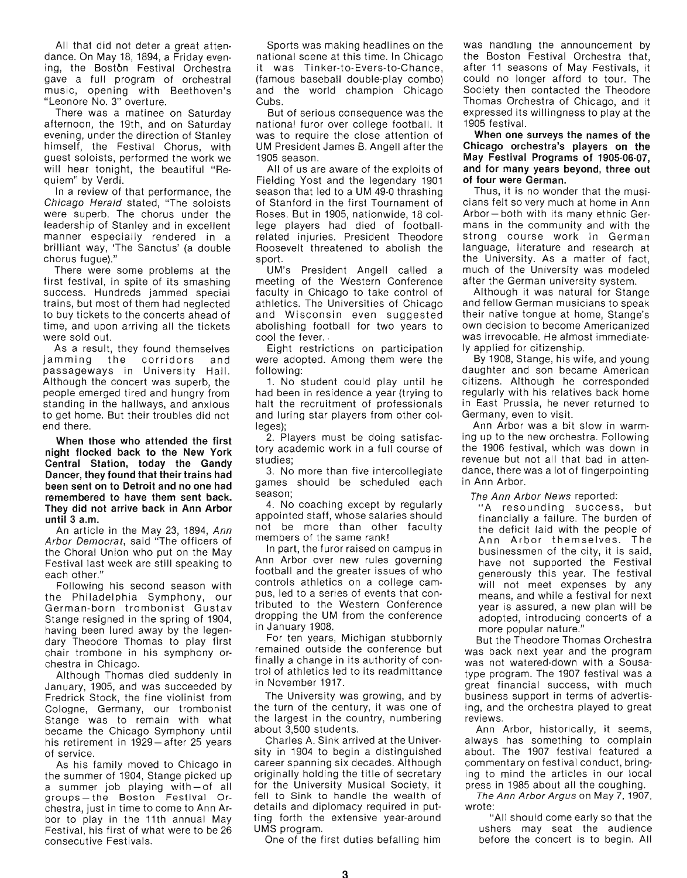All that did not deter a great attendance. On May 18, 1894, a Friday evening, the Bostðn Festival Orchestra gave a full program of orchestral music, opening with Beethoven's "Leonore No. 3" overture.

There was a matinee on Saturday afternoon, the 19th, and on Saturday evening, under the direction of Stanley himself, the Festival Chorus, with guest soloists, performed the work we will hear tonight, the beautiful "Requiem" by Verdi.

In a review of that performance, the *Chicago Herald* stated, "The soloists were superb. The chorus under the leadership of Stanley and in excellent manner especially rendered in a brilliant way, 'The Sanctus' (a double chorus fugue)."

There were some problems at the first festival, in spite of its smashing success. Hundreds jammed special trains, but most of them had neglected to buy tickets to the concerts ahead of time, and upon arriving all the tickets were sold out.

As a result, they found themselves jamming the corridors and passageways in University Hall. Although the concert was superb, the people emerged tired and hungry from standing in the hallways, and anxious to get home. But their troubles did not end there.

**When those who attended the first night flocked back to the New York Central Station, today the Gandy Dancer, they found that their trains had been sent on to Detroit and no one had remembered to have them sent back. They did not arrive back in Ann Arbor until 3 a.m.**

An article in the May 23, 1894, *Ann Arbor Democrat*, said "The officers of the Choral Union who put on the May Festival last week are still speaking to each other."

Following his second season with the Philadelphia Symphony, our German-born trombonist Gustav Stange resigned in the spring of 1904, having been lured away by the legendary Theodore Thomas to play first chair trombone in his symphony orchestra in Chicago.

Although Thomas died suddenly in January, 1905, and was succeeded by Fredrick Stock, the fine violinist from Cologne, Germany, our trombonist Stange was to remain with what became the Chicago Symphony until his retirement in 1929—after 25 years of service.

As his family moved to Chicago in the summer of 1904, Stange picked up a summer job playing with—of all groups—the Boston Festival Orchestra, just in time to come to Ann Arbor to play in the 11th annual May Festival, his first of what were to be 26 consecutive Festivals.

Sports was making headlines on the national scene at this time. In Chicago it was Tinker-to-Evers-to-Chance, (famous baseball double-play combo) and the world champion Chicago Cubs.

But of serious consequence was the national furor over college football. It was to require the close attention of UM President James B. Angell after the 1905 season.

All of us are aware of the exploits of Fielding Yost and the legendary 1901 season that led to a UM 49-0 thrashing of Stanford in the first Tournament of Roses. But in 1905, nationwide, 18 college players had died of football-related injuries. President Theodore Roosevelt threatened to abolish the sport.

UM's President Angell called a meeting of the Western Conference faculty in Chicago to take control of athletics. The Universities of Chicago and Wisconsin even suggested abolishing football for two years to cool the fever.

Eight restrictions on participation were adopted. Among them were the following:

1. No student could play until he had been in residence a year (trying to halt the recruitment of professionals and luring star players from other colleges);
2. Players must be doing satisfactory academic work in a full course of studies;
3. No more than five intercollegiate games should be scheduled each season;
4. No coaching except by regularly appointed staff, whose salaries should not be more than other faculty members of the same rank!

In part, the furor raised on campus in Ann Arbor over new rules governing football and the greater issues of who controls athletics on a college campus, led to a series of events that contributed to the Western Conference dropping the UM from the conference in January 1908.

For ten years, Michigan stubbornly remained outside the conference but finally a change in its authority of control of athletics led to its readmittance in November 1917.

The University was growing, and by the turn of the century, it was one of the largest in the country, numbering about 3,500 students.

Charles A. Sink arrived at the University in 1904 to begin a distinguished career spanning six decades. Although originally holding the title of secretary for the University Musical Society, it fell to Sink to handle the wealth of details and diplomacy required in putting forth the extensive year-around UMS program.

One of the first duties befalling him was handling the announcement by the Boston Festival Orchestra that, after 11 seasons of May Festivals, it could no longer afford to tour. The Society then contacted the Theodore Thomas Orchestra of Chicago, and it expressed its willingness to play at the 1905 festival.

**When one surveys the names of the Chicago orchestra's players on the May Festival Programs of 1905-06-07, and for many years beyond, three out of four were German.**

Thus, it is no wonder that the musicians felt so very much at home in Ann Arbor—both with its many ethnic Germans in the community and with the strong course work in German language, literature and research at the University. As a matter of fact, much of the University was modeled after the German university system.

Although it was natural for Stange and fellow German musicians to speak their native tongue at home, Stange's own decision to become Americanized was irrevocable. He almost immediately applied for citizenship.

By 1908, Stange, his wife, and young daughter and son became American citizens. Although he corresponded regularly with his relatives back home in East Prussia, he never returned to Germany, even to visit.

Ann Arbor was a bit slow in warming up to the new orchestra. Following the 1906 festival, which was down in revenue but not all that bad in attendance, there was a lot of fingerpointing in Ann Arbor.

*The Ann Arbor News* reported:

> "A resounding success, but financially a failure. The burden of the deficit laid with the people of Ann Arbor themselves. The businessmen of the city, it is said, have not supported the Festival generously this year. The festival will not meet expenses by any means, and while a festival for next year is assured, a new plan will be adopted, introducing concerts of a more popular nature."

But the Theodore Thomas Orchestra was back next year and the program was not watered-down with a Sousa-type program. The 1907 festival was a great financial success, with much business support in terms of advertising, and the orchestra played to great reviews.

Ann Arbor, historically, it seems, always has something to complain about. The 1907 festival featured a commentary on festival conduct, bringing to mind the articles in our local press in 1985 about all the coughing.

*The Ann Arbor Argus* on May 7, 1907, wrote:

> "All should come early so that the ushers may seat the audience before the concert is to begin. All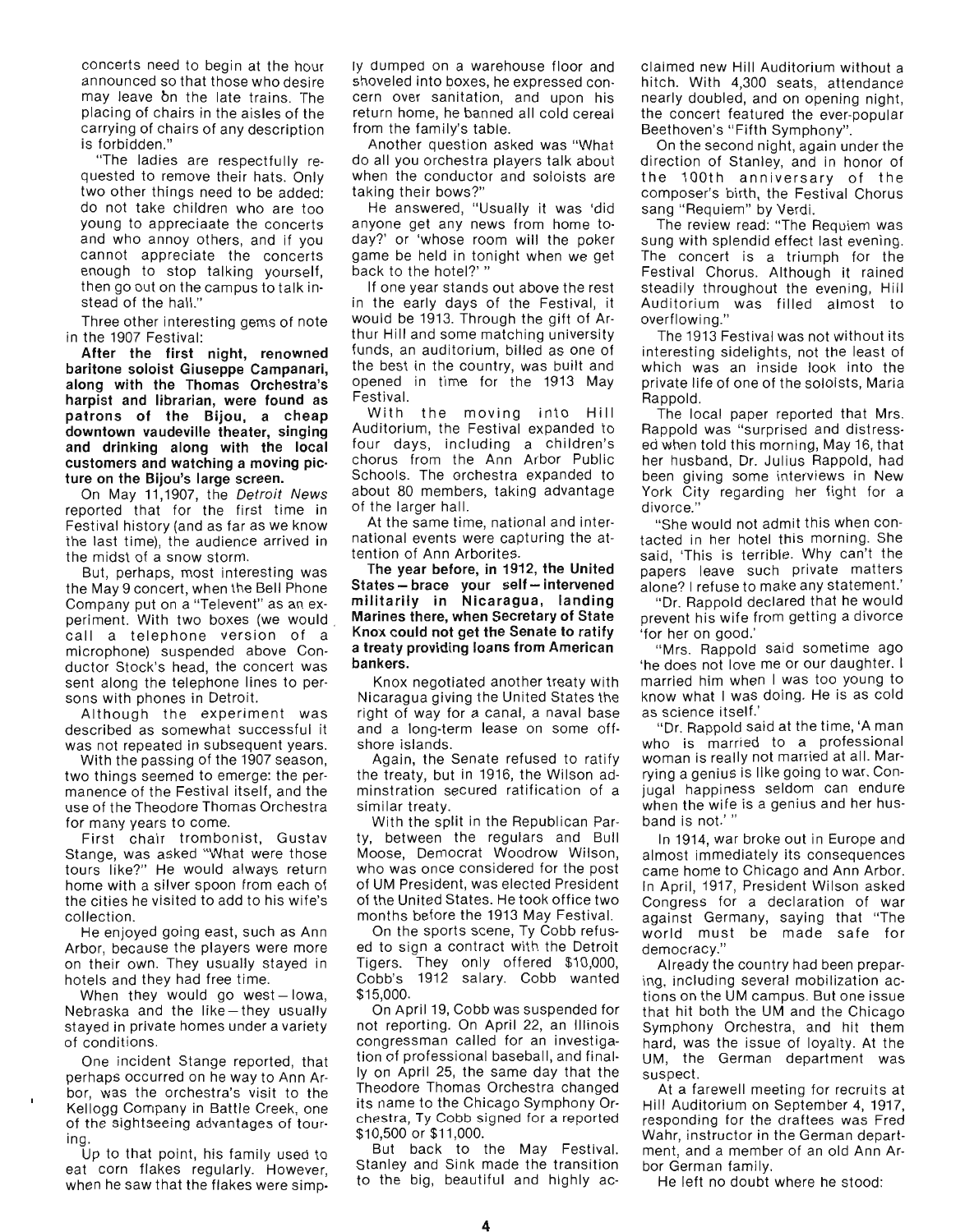concerts need to begin at the hour announced so that those who desire may leave on the late trains. The placing of chairs in the aisles of the carrying of chairs of any description is forbidden."

"The ladies are respectfully requested to remove their hats. Only two other things need to be added: do not take children who are too young to appreciaate the concerts and who annoy others, and if you cannot appreciate the concerts enough to stop talking yourself, then go out on the campus to talk instead of the hall."

Three other interesting gems of note in the 1907 Festival:

**After the first night, renowned baritone soloist Giuseppe Campanari, along with the Thomas Orchestra's harpist and librarian, were found as patrons of the Bijou, a cheap downtown vaudeville theater, singing and drinking along with the local customers and watching a moving picture on the Bijou's large screen.**

On May 11,1907, the *Detroit News* reported that for the first time in Festival history (and as far as we know the last time), the audience arrived in the midst of a snow storm.

But, perhaps, most interesting was the May 9 concert, when the Bell Phone Company put on a "Televent" as an experiment. With two boxes (we would call a telephone version of a microphone) suspended above Conductor Stock's head, the concert was sent along the telephone lines to persons with phones in Detroit.

Although the experiment was described as somewhat successful it was not repeated in subsequent years.

With the passing of the 1907 season, two things seemed to emerge: the permanence of the Festival itself, and the use of the Theodore Thomas Orchestra for many years to come.

First chair trombonist, Gustav Stange, was asked "What were those tours like?" He would always return home with a silver spoon from each of the cities he visited to add to his wife's collection.

He enjoyed going east, such as Ann Arbor, because the players were more on their own. They usually stayed in hotels and they had free time.

When they would go west — Iowa, Nebraska and the like — they usually stayed in private homes under a variety of conditions.

One incident Stange reported, that perhaps occurred on he way to Ann Arbor, was the orchestra's visit to the Kellogg Company in Battle Creek, one of the sightseeing advantages of touring.

Up to that point, his family used to eat corn flakes regularly. However, when he saw that the flakes were simply dumped on a warehouse floor and shoveled into boxes, he expressed concern over sanitation, and upon his return home, he banned all cold cereal from the family's table.

Another question asked was "What do all you orchestra players talk about when the conductor and soloists are taking their bows?"

He answered, "Usually it was 'did anyone get any news from home today?' or 'whose room will the poker game be held in tonight when we get back to the hotel?' "

If one year stands out above the rest in the early days of the Festival, it would be 1913. Through the gift of Arthur Hill and some matching university funds, an auditorium, billed as one of the best in the country, was built and opened in time for the 1913 May Festival.

With the moving into Hill Auditorium, the Festival expanded to four days, including a children's chorus from the Ann Arbor Public Schools. The orchestra expanded to about 80 members, taking advantage of the larger hall.

At the same time, national and international events were capturing the attention of Ann Arborites.

**The year before, in 1912, the United States — brace your self — intervened militarily in Nicaragua, landing Marines there, when Secretary of State Knox could not get the Senate to ratify a treaty providing loans from American bankers.**

Knox negotiated another treaty with Nicaragua giving the United States the right of way for a canal, a naval base and a long-term lease on some offshore islands.

Again, the Senate refused to ratify the treaty, but in 1916, the Wilson adminstration secured ratification of a similar treaty.

With the split in the Republican Party, between the regulars and Bull Moose, Democrat Woodrow Wilson, who was once considered for the post of UM President, was elected President of the United States. He took office two months before the 1913 May Festival.

On the sports scene, Ty Cobb refused to sign a contract with the Detroit Tigers. They only offered $10,000, Cobb's 1912 salary. Cobb wanted $15,000.

On April 19, Cobb was suspended for not reporting. On April 22, an Illinois congressman called for an investigation of professional baseball, and finally on April 25, the same day that the Theodore Thomas Orchestra changed its name to the Chicago Symphony Orchestra, Ty Cobb signed for a reported $10,500 or $11,000.

But back to the May Festival. Stanley and Sink made the transition to the big, beautiful and highly acclaimed new Hill Auditorium without a hitch. With 4,300 seats, attendance nearly doubled, and on opening night, the concert featured the ever-popular Beethoven's "Fifth Symphony".

On the second night, again under the direction of Stanley, and in honor of the 100th anniversary of the composer's birth, the Festival Chorus sang "Requiem" by Verdi.

The review read: "The Requiem was sung with splendid effect last evening. The concert is a triumph for the Festival Chorus. Although it rained steadily throughout the evening, Hill Auditorium was filled almost to overflowing."

The 1913 Festival was not without its interesting sidelights, not the least of which was an inside look into the private life of one of the soloists, Maria Rappold.

The local paper reported that Mrs. Rappold was "surprised and distressed when told this morning, May 16, that her husband, Dr. Julius Rappold, had been giving some interviews in New York City regarding her fight for a divorce."

"She would not admit this when contacted in her hotel this morning. She said, 'This is terrible. Why can't the papers leave such private matters alone? I refuse to make any statement.'

"Dr. Rappold declared that he would prevent his wife from getting a divorce 'for her on good.'

"Mrs. Rappold said sometime ago 'he does not love me or our daughter. I married him when I was too young to know what I was doing. He is as cold as science itself.'

"Dr. Rappold said at the time, 'A man who is married to a professional woman is really not married at all. Marrying a genius is like going to war. Conjugal happiness seldom can endure when the wife is a genius and her husband is not.' "

In 1914, war broke out in Europe and almost immediately its consequences came home to Chicago and Ann Arbor. In April, 1917, President Wilson asked Congress for a declaration of war against Germany, saying that "The world must be made safe for democracy."

Already the country had been preparing, including several mobilization actions on the UM campus. But one issue that hit both the UM and the Chicago Symphony Orchestra, and hit them hard, was the issue of loyalty. At the UM, the German department was suspect.

At a farewell meeting for recruits at Hill Auditorium on September 4, 1917, responding for the draftees was Fred Wahr, instructor in the German department, and a member of an old Ann Arbor German family.

He left no doubt where he stood: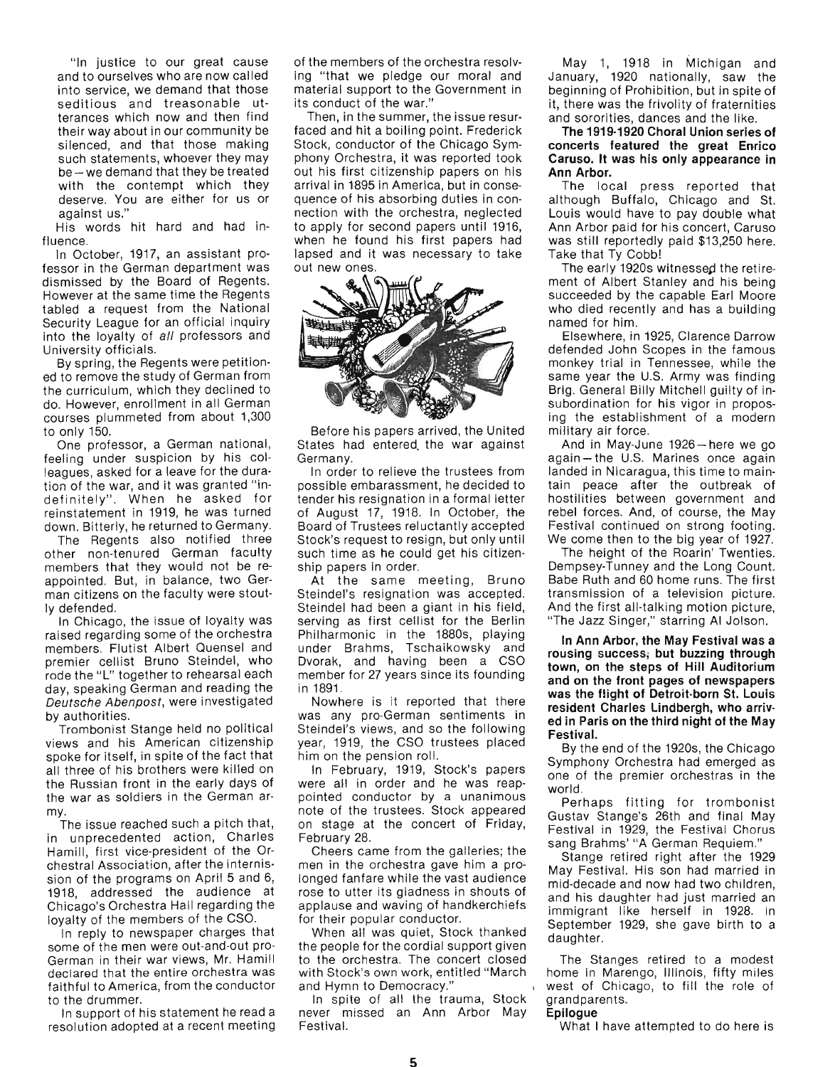"In justice to our great cause and to ourselves who are now called into service, we demand that those seditious and treasonable utterances which now and then find their way about in our community be silenced, and that those making such statements, whoever they may be — we demand that they be treated with the contempt which they deserve. You are either for us or against us."

His words hit hard and had influence.

In October, 1917, an assistant professor in the German department was dismissed by the Board of Regents. However at the same time the Regents tabled a request from the National Security League for an official inquiry into the loyalty of *all* professors and University officials.

By spring, the Regents were petitioned to remove the study of German from the curriculum, which they declined to do. However, enrollment in all German courses plummeted from about 1,300 to only 150.

One professor, a German national, feeling under suspicion by his colleagues, asked for a leave for the duration of the war, and it was granted "indefinitely". When he asked for reinstatement in 1919, he was turned down. Bitterly, he returned to Germany.

The Regents also notified three other non-tenured German faculty members that they would not be reappointed. But, in balance, two German citizens on the faculty were stoutly defended.

In Chicago, the issue of loyalty was raised regarding some of the orchestra members. Flutist Albert Quensel and premier cellist Bruno Steindel, who rode the "L" together to rehearsal each day, speaking German and reading the *Deutsche Abenpost*, were investigated by authorities.

Trombonist Stange held no political views and his American citizenship spoke for itself, in spite of the fact that all three of his brothers were killed on the Russian front in the early days of the war as soldiers in the German army.

The issue reached such a pitch that, in unprecedented action, Charles Hamill, first vice-president of the Orchestral Association, after the intermission of the programs on April 5 and 6, 1918, addressed the audience at Chicago's Orchestra Hall regarding the loyalty of the members of the CSO.

In reply to newspaper charges that some of the men were out-and-out pro-German in their war views, Mr. Hamill declared that the entire orchestra was faithful to America, from the conductor to the drummer.

In support of his statement he read a resolution adopted at a recent meeting of the members of the orchestra resolving "that we pledge our moral and material support to the Government in its conduct of the war."

Then, in the summer, the issue resurfaced and hit a boiling point. Frederick Stock, conductor of the Chicago Symphony Orchestra, it was reported took out his first citizenship papers on his arrival in 1895 in America, but in consequence of his absorbing duties in connection with the orchestra, neglected to apply for second papers until 1916, when he found his first papers had lapsed and it was necessary to take out new ones.

Before his papers arrived, the United States had entered the war against Germany.

In order to relieve the trustees from possible embarassment, he decided to tender his resignation in a formal letter of August 17, 1918. In October, the Board of Trustees reluctantly accepted Stock's request to resign, but only until such time as he could get his citizenship papers in order.

At the same meeting, Bruno Steindel's resignation was accepted. Steindel had been a giant in his field, serving as first cellist for the Berlin Philharmonic in the 1880s, playing under Brahms, Tschaikowsky and Dvorak, and having been a CSO member for 27 years since its founding in 1891.

Nowhere is it reported that there was any pro-German sentiments in Steindel's views, and so the following year, 1919, the CSO trustees placed him on the pension roll.

In February, 1919, Stock's papers were all in order and he was reappointed conductor by a unanimous note of the trustees. Stock appeared on stage at the concert of Friday, February 28.

Cheers came from the galleries; the men in the orchestra gave him a prolonged fanfare while the vast audience rose to utter its gladness in shouts of applause and waving of handkerchiefs for their popular conductor.

When all was quiet, Stock thanked the people for the cordial support given to the orchestra. The concert closed with Stock's own work, entitled "March and Hymn to Democracy."

In spite of all the trauma, Stock never missed an Ann Arbor May Festival.

May 1, 1918 in Michigan and January, 1920 nationally, saw the beginning of Prohibition, but in spite of it, there was the frivolity of fraternities and sororities, dances and the like.

**The 1919-1920 Choral Union series of concerts featured the great Enrico Caruso. It was his only appearance in Ann Arbor.**

The local press reported that although Buffalo, Chicago and St. Louis would have to pay double what Ann Arbor paid for his concert, Caruso was still reportedly paid $13,250 here. Take that Ty Cobb!

The early 1920s witnessed the retirement of Albert Stanley and his being succeeded by the capable Earl Moore who died recently and has a building named for him.

Elsewhere, in 1925, Clarence Darrow defended John Scopes in the famous monkey trial in Tennessee, while the same year the U.S. Army was finding Brig. General Billy Mitchell guilty of insubordination for his vigor in proposing the establishment of a modern military air force.

And in May-June 1926 — here we go again — the U.S. Marines once again landed in Nicaragua, this time to maintain peace after the outbreak of hostilities between government and rebel forces. And, of course, the May Festival continued on strong footing. We come then to the big year of 1927.

The height of the Roarin' Twenties. Dempsey-Tunney and the Long Count. Babe Ruth and 60 home runs. The first transmission of a television picture. And the first all-talking motion picture, "The Jazz Singer," starring Al Jolson.

**In Ann Arbor, the May Festival was a rousing success, but buzzing through town, on the steps of Hill Auditorium and on the front pages of newspapers was the flight of Detroit-born St. Louis resident Charles Lindbergh, who arrived in Paris on the third night of the May Festival.**

By the end of the 1920s, the Chicago Symphony Orchestra had emerged as one of the premier orchestras in the world.

Perhaps fitting for trombonist Gustav Stange's 26th and final May Festival in 1929, the Festival Chorus sang Brahms' "A German Requiem."

Stange retired right after the 1929 May Festival. His son had married in mid-decade and now had two children, and his daughter had just married an immigrant like herself in 1928. In September 1929, she gave birth to a daughter.

The Stanges retired to a modest home in Marengo, Illinois, fifty miles west of Chicago, to fill the role of grandparents.

**Epilogue**

What I have attempted to do here is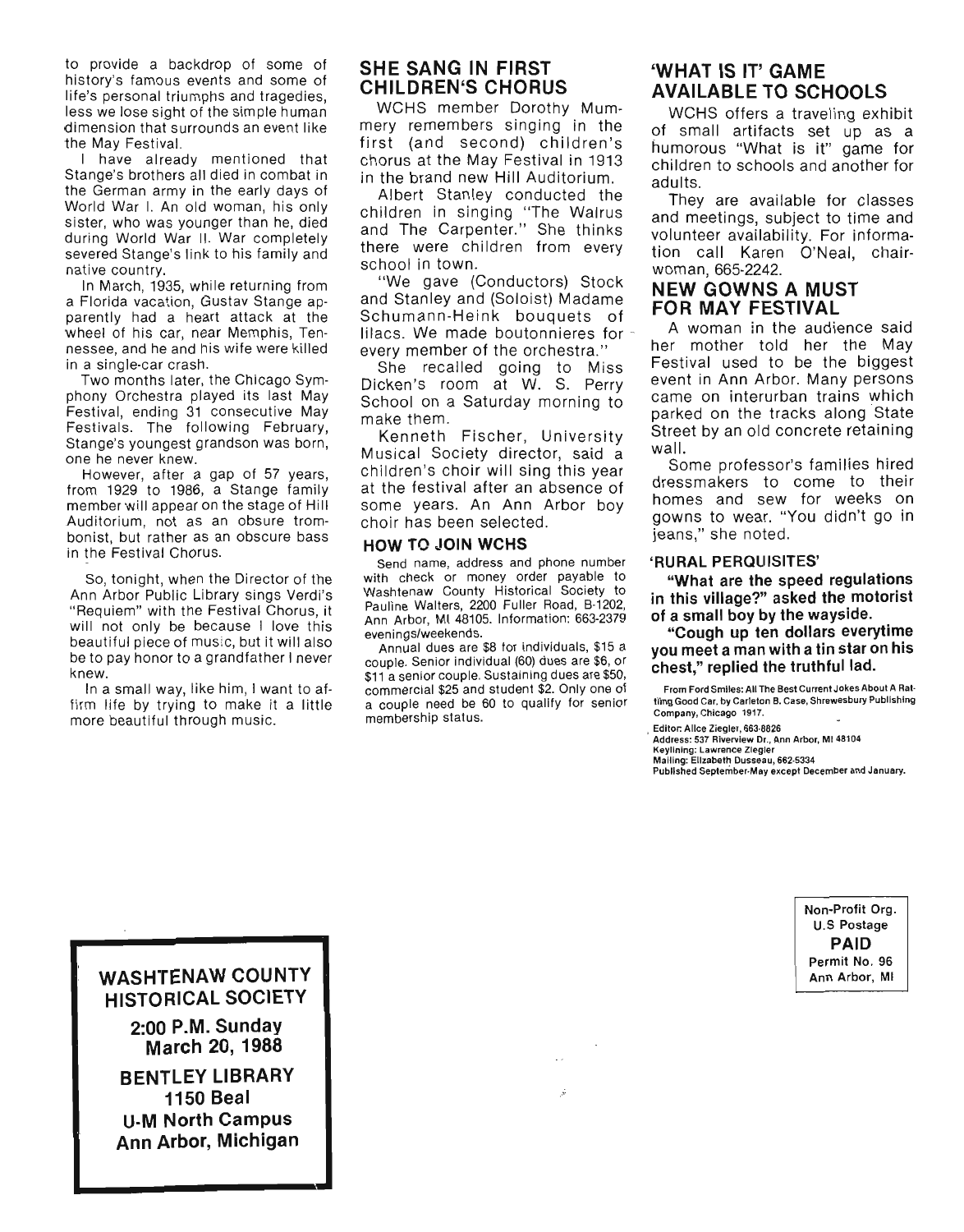to provide a backdrop of some of history's famous events and some of life's personal triumphs and tragedies, less we lose sight of the simple human dimension that surrounds an event like the May Festival.

I have already mentioned that Stange's brothers all died in combat in the German army in the early days of World War I. An old woman, his only sister, who was younger than he, died during World War II. War completely severed Stange's link to his family and native country.

In March, 1935, while returning from a Florida vacation, Gustav Stange apparently had a heart attack at the wheel of his car, near Memphis, Tennessee, and he and his wife were killed in a single-car crash.

Two months later, the Chicago Symphony Orchestra played its last May Festival, ending 31 consecutive May Festivals. The following February, Stange's youngest grandson was born, one he never knew.

However, after a gap of 57 years, from 1929 to 1986, a Stange family member will appear on the stage of Hill Auditorium, not as an obsure trombonist, but rather as an obscure bass in the Festival Chorus.

So, tonight, when the Director of the Ann Arbor Public Library sings Verdi's "Requiem" with the Festival Chorus, it will not only be because I love this beautiful piece of music, but it will also be to pay honor to a grandfather I never knew.

In a small way, like him, I want to affirm life by trying to make it a little more beautiful through music.

## SHE SANG IN FIRST CHILDREN'S CHORUS

WCHS member Dorothy Mummery remembers singing in the first (and second) children's chorus at the May Festival in 1913 in the brand new Hill Auditorium.

Albert Stanley conducted the children in singing "The Walrus and The Carpenter." She thinks there were children from every school in town.

"We gave (Conductors) Stock and Stanley and (Soloist) Madame Schumann-Heink bouquets of lilacs. We made boutonnieres for every member of the orchestra."

She recalled going to Miss Dicken's room at W. S. Perry School on a Saturday morning to make them.

Kenneth Fischer, University Musical Society director, said a children's choir will sing this year at the festival after an absence of some years. An Ann Arbor boy choir has been selected.

### HOW TO JOIN WCHS

Send name, address and phone number with check or money order payable to Washtenaw County Historical Society to Pauline Walters, 2200 Fuller Road, B-1202, Ann Arbor, MI 48105. Information: 663-2379 evenings/weekends.

Annual dues are $8 for individuals, $15 a couple. Senior individual (60) dues are $6, or $11 a senior couple. Sustaining dues are $50, commercial $25 and student $2. Only one of a couple need be 60 to qualify for senior membership status.

## 'WHAT IS IT' GAME AVAILABLE TO SCHOOLS

WCHS offers a traveling exhibit of small artifacts set up as a humorous "What is it" game for children to schools and another for adults.

They are available for classes and meetings, subject to time and volunteer availability. For information call Karen O'Neal, chairwoman, 665-2242.

## NEW GOWNS A MUST FOR MAY FESTIVAL

A woman in the audience said her mother told her the May Festival used to be the biggest event in Ann Arbor. Many persons came on interurban trains which parked on the tracks along State Street by an old concrete retaining wall.

Some professor's families hired dressmakers to come to their homes and sew for weeks on gowns to wear. "You didn't go in jeans," she noted.

### 'RURAL PERQUISITES'

**"What are the speed regulations in this village?" asked the motorist of a small boy by the wayside.**

**"Cough up ten dollars everytime you meet a man with a tin star on his chest," replied the truthful lad.**

From Ford Smiles: All The Best Current Jokes About A Rattling Good Car, by Carleton B. Case, Shrewesbury Publishing Company, Chicago 1917.

Editor: Alice Ziegler, 663-8826
Address: 537 Riverview Dr., Ann Arbor, MI 48104
Keylining: Lawrence Ziegler
Mailing: Elizabeth Dusseau, 662-5334
Published September-May except December and January.

**WASHTENAW COUNTY HISTORICAL SOCIETY**

**2:00 P.M. Sunday March 20, 1988**

**BENTLEY LIBRARY**
**1150 Beal**
**U-M North Campus**
**Ann Arbor, Michigan**

Non-Profit Org.
U.S Postage
**PAID**
Permit No. 96
Ann Arbor, MI